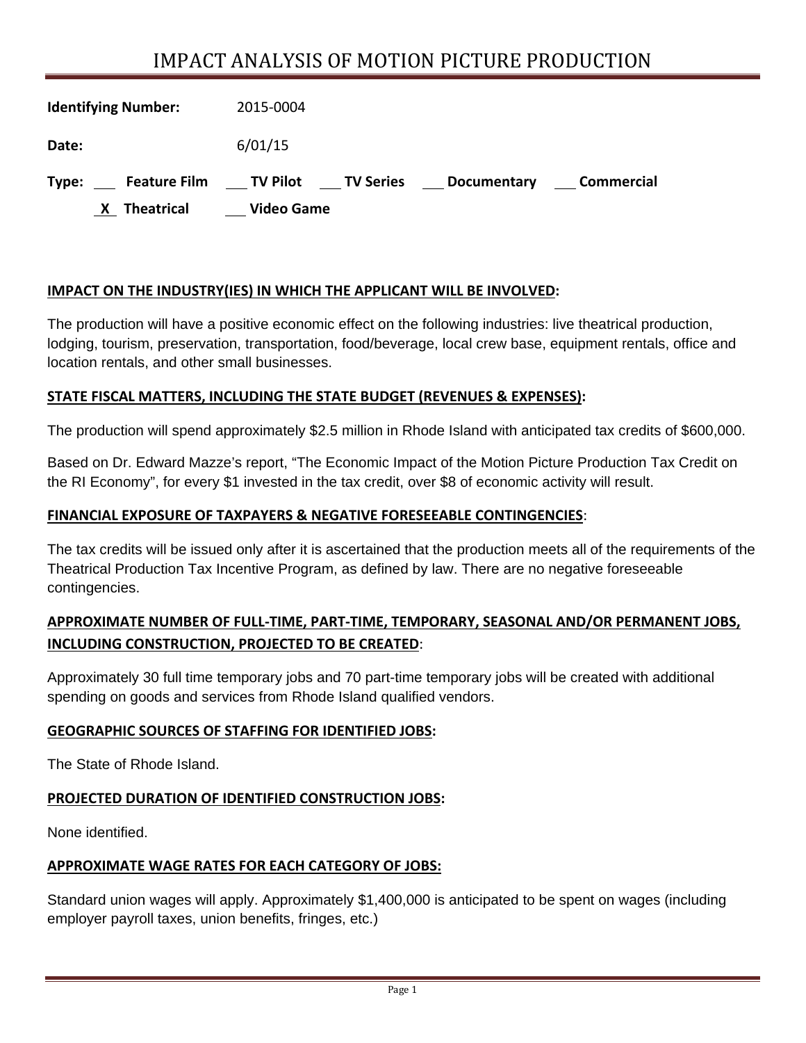# IMPACT ANALYSIS OF MOTION PICTURE PRODUCTION

**Identifying Number:** 2015-0004

**Date:** 6/01/15

**Type:** ___ **Feature Film** ___ **TV Pilot** ___ **TV Series** ___ **Documentary** ___ **Commercial**

_X_ **Theatrical** ___ **Video Game**

**IMPACT ON THE INDUSTRY(IES) IN WHICH THE APPLICANT WILL BE INVOLVED:**

The production will have a positive economic effect on the following industries: live theatrical production, lodging, tourism, preservation, transportation, food/beverage, local crew base, equipment rentals, office and location rentals, and other small businesses.

**STATE FISCAL MATTERS, INCLUDING THE STATE BUDGET (REVENUES & EXPENSES):**

The production will spend approximately $2.5 million in Rhode Island with anticipated tax credits of $600,000.

Based on Dr. Edward Mazze's report, "The Economic Impact of the Motion Picture Production Tax Credit on the RI Economy", for every $1 invested in the tax credit, over $8 of economic activity will result.

**FINANCIAL EXPOSURE OF TAXPAYERS & NEGATIVE FORESEEABLE CONTINGENCIES:**

The tax credits will be issued only after it is ascertained that the production meets all of the requirements of the Theatrical Production Tax Incentive Program, as defined by law. There are no negative foreseeable contingencies.

**APPROXIMATE NUMBER OF FULL-TIME, PART-TIME, TEMPORARY, SEASONAL AND/OR PERMANENT JOBS, INCLUDING CONSTRUCTION, PROJECTED TO BE CREATED:**

Approximately 30 full time temporary jobs and 70 part-time temporary jobs will be created with additional spending on goods and services from Rhode Island qualified vendors.

**GEOGRAPHIC SOURCES OF STAFFING FOR IDENTIFIED JOBS:**

The State of Rhode Island.

**PROJECTED DURATION OF IDENTIFIED CONSTRUCTION JOBS:**

None identified.

**APPROXIMATE WAGE RATES FOR EACH CATEGORY OF JOBS:**

Standard union wages will apply. Approximately $1,400,000 is anticipated to be spent on wages (including employer payroll taxes, union benefits, fringes, etc.)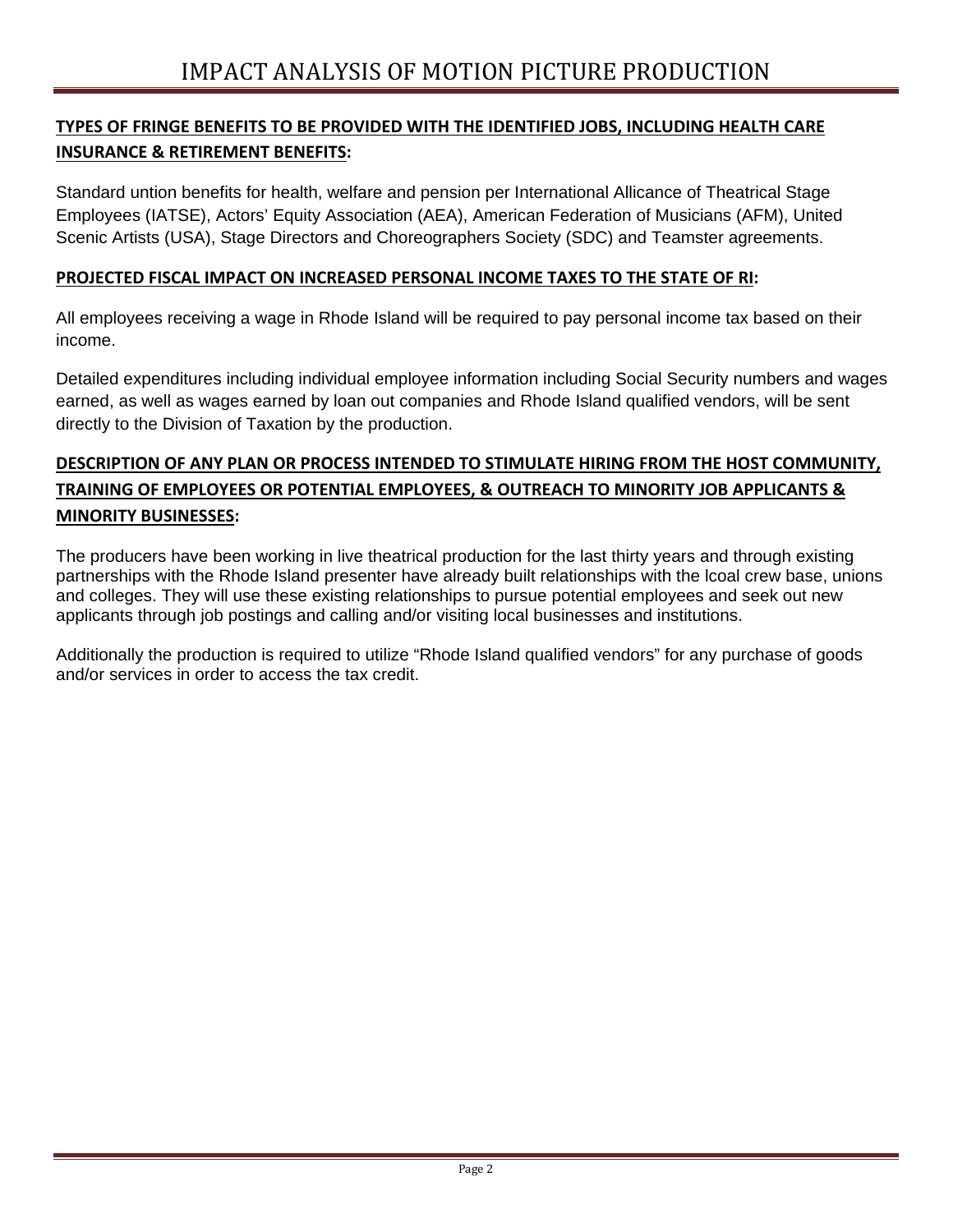**TYPES OF FRINGE BENEFITS TO BE PROVIDED WITH THE IDENTIFIED JOBS, INCLUDING HEALTH CARE INSURANCE & RETIREMENT BENEFITS:**

Standard untion benefits for health, welfare and pension per International Allicance of Theatrical Stage Employees (IATSE), Actors' Equity Association (AEA), American Federation of Musicians (AFM), United Scenic Artists (USA), Stage Directors and Choreographers Society (SDC) and Teamster agreements.

**PROJECTED FISCAL IMPACT ON INCREASED PERSONAL INCOME TAXES TO THE STATE OF RI:**

All employees receiving a wage in Rhode Island will be required to pay personal income tax based on their income.

Detailed expenditures including individual employee information including Social Security numbers and wages earned, as well as wages earned by loan out companies and Rhode Island qualified vendors, will be sent directly to the Division of Taxation by the production.

**DESCRIPTION OF ANY PLAN OR PROCESS INTENDED TO STIMULATE HIRING FROM THE HOST COMMUNITY, TRAINING OF EMPLOYEES OR POTENTIAL EMPLOYEES, & OUTREACH TO MINORITY JOB APPLICANTS & MINORITY BUSINESSES:**

The producers have been working in live theatrical production for the last thirty years and through existing partnerships with the Rhode Island presenter have already built relationships with the lcoal crew base, unions and colleges. They will use these existing relationships to pursue potential employees and seek out new applicants through job postings and calling and/or visiting local businesses and institutions.

Additionally the production is required to utilize "Rhode Island qualified vendors" for any purchase of goods and/or services in order to access the tax credit.